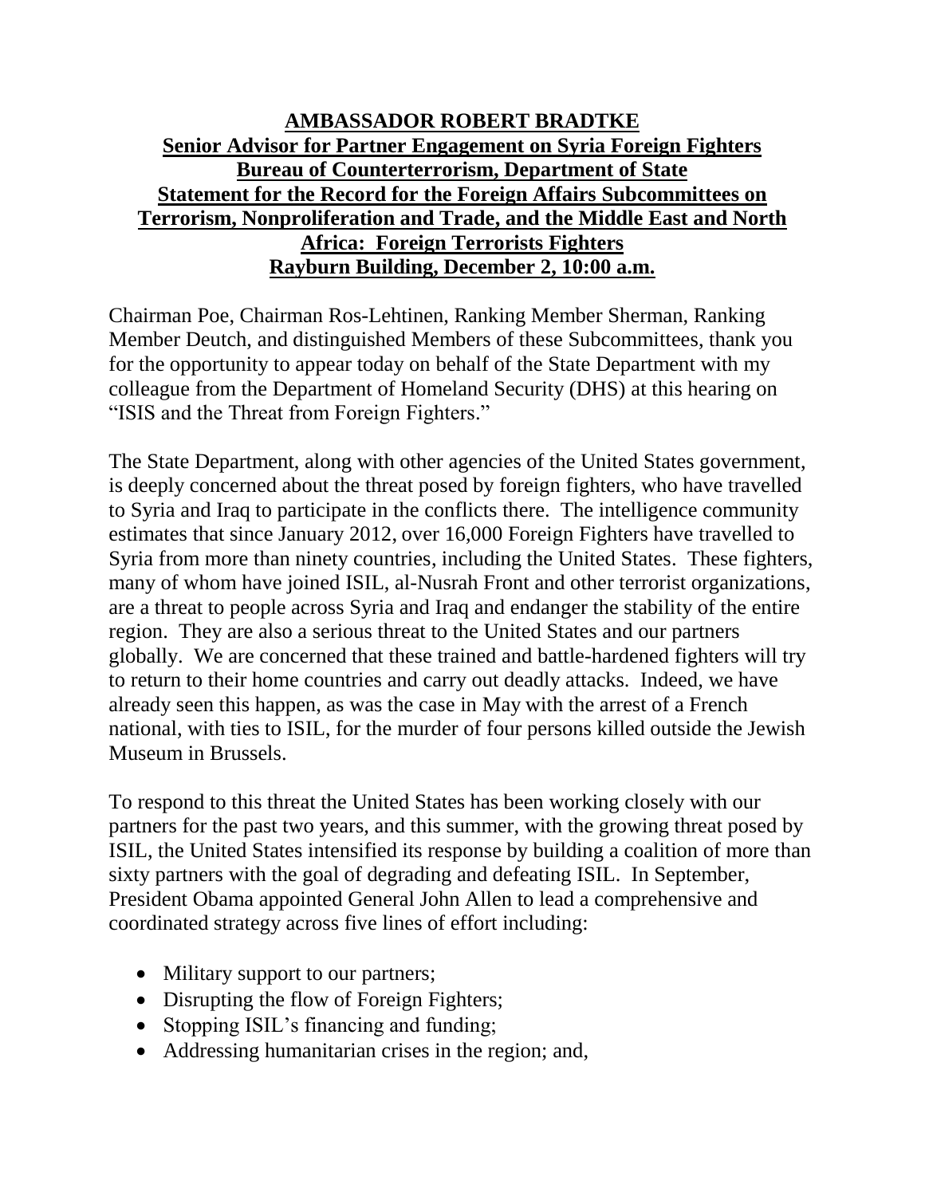**AMBASSADOR ROBERT BRADTKE**
**Senior Advisor for Partner Engagement on Syria Foreign Fighters**
**Bureau of Counterterrorism, Department of State**
**Statement for the Record for the Foreign Affairs Subcommittees on Terrorism, Nonproliferation and Trade, and the Middle East and North Africa: Foreign Terrorists Fighters**
**Rayburn Building, December 2, 10:00 a.m.**

Chairman Poe, Chairman Ros-Lehtinen, Ranking Member Sherman, Ranking Member Deutch, and distinguished Members of these Subcommittees, thank you for the opportunity to appear today on behalf of the State Department with my colleague from the Department of Homeland Security (DHS) at this hearing on "ISIS and the Threat from Foreign Fighters."

The State Department, along with other agencies of the United States government, is deeply concerned about the threat posed by foreign fighters, who have travelled to Syria and Iraq to participate in the conflicts there. The intelligence community estimates that since January 2012, over 16,000 Foreign Fighters have travelled to Syria from more than ninety countries, including the United States. These fighters, many of whom have joined ISIL, al-Nusrah Front and other terrorist organizations, are a threat to people across Syria and Iraq and endanger the stability of the entire region. They are also a serious threat to the United States and our partners globally. We are concerned that these trained and battle-hardened fighters will try to return to their home countries and carry out deadly attacks. Indeed, we have already seen this happen, as was the case in May with the arrest of a French national, with ties to ISIL, for the murder of four persons killed outside the Jewish Museum in Brussels.

To respond to this threat the United States has been working closely with our partners for the past two years, and this summer, with the growing threat posed by ISIL, the United States intensified its response by building a coalition of more than sixty partners with the goal of degrading and defeating ISIL. In September, President Obama appointed General John Allen to lead a comprehensive and coordinated strategy across five lines of effort including:

- Military support to our partners;
- Disrupting the flow of Foreign Fighters;
- Stopping ISIL's financing and funding;
- Addressing humanitarian crises in the region; and,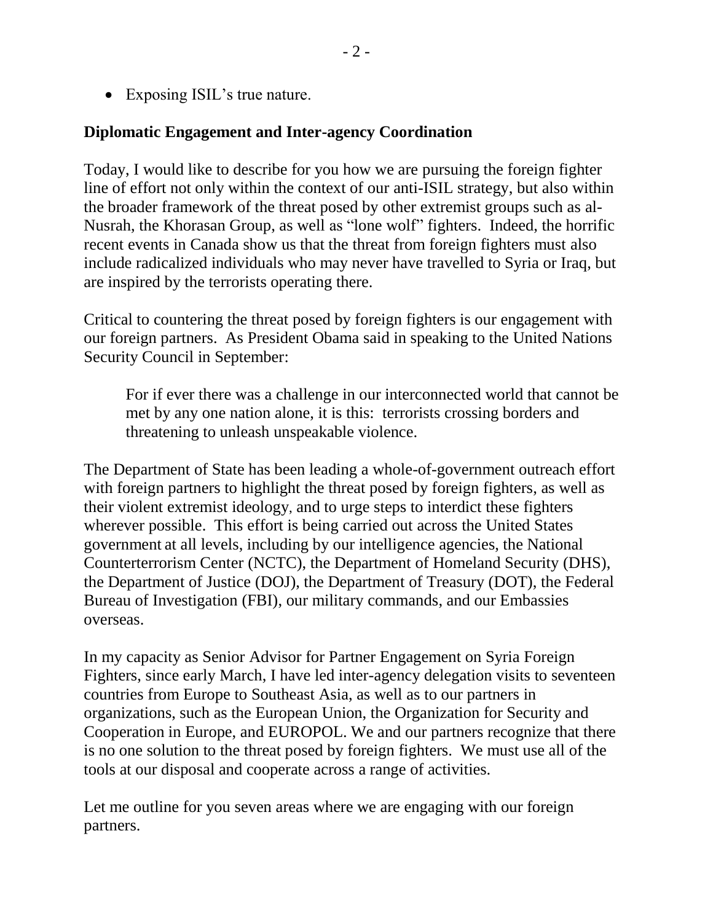- Exposing ISIL's true nature.

## Diplomatic Engagement and Inter-agency Coordination

Today, I would like to describe for you how we are pursuing the foreign fighter line of effort not only within the context of our anti-ISIL strategy, but also within the broader framework of the threat posed by other extremist groups such as al-Nusrah, the Khorasan Group, as well as "lone wolf" fighters. Indeed, the horrific recent events in Canada show us that the threat from foreign fighters must also include radicalized individuals who may never have travelled to Syria or Iraq, but are inspired by the terrorists operating there.

Critical to countering the threat posed by foreign fighters is our engagement with our foreign partners. As President Obama said in speaking to the United Nations Security Council in September:

> For if ever there was a challenge in our interconnected world that cannot be met by any one nation alone, it is this: terrorists crossing borders and threatening to unleash unspeakable violence.

The Department of State has been leading a whole-of-government outreach effort with foreign partners to highlight the threat posed by foreign fighters, as well as their violent extremist ideology, and to urge steps to interdict these fighters wherever possible. This effort is being carried out across the United States government at all levels, including by our intelligence agencies, the National Counterterrorism Center (NCTC), the Department of Homeland Security (DHS), the Department of Justice (DOJ), the Department of Treasury (DOT), the Federal Bureau of Investigation (FBI), our military commands, and our Embassies overseas.

In my capacity as Senior Advisor for Partner Engagement on Syria Foreign Fighters, since early March, I have led inter-agency delegation visits to seventeen countries from Europe to Southeast Asia, as well as to our partners in organizations, such as the European Union, the Organization for Security and Cooperation in Europe, and EUROPOL. We and our partners recognize that there is no one solution to the threat posed by foreign fighters. We must use all of the tools at our disposal and cooperate across a range of activities.

Let me outline for you seven areas where we are engaging with our foreign partners.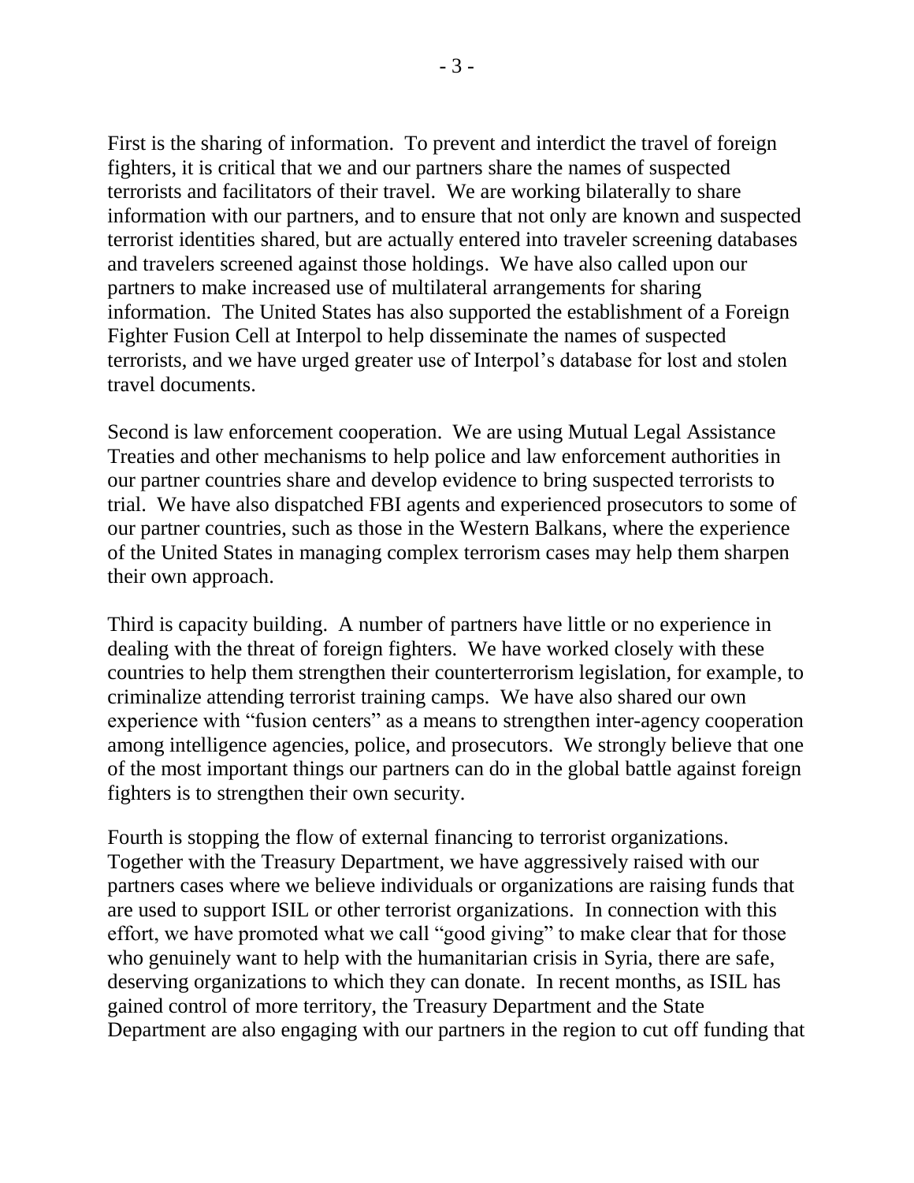First is the sharing of information. To prevent and interdict the travel of foreign fighters, it is critical that we and our partners share the names of suspected terrorists and facilitators of their travel. We are working bilaterally to share information with our partners, and to ensure that not only are known and suspected terrorist identities shared, but are actually entered into traveler screening databases and travelers screened against those holdings. We have also called upon our partners to make increased use of multilateral arrangements for sharing information. The United States has also supported the establishment of a Foreign Fighter Fusion Cell at Interpol to help disseminate the names of suspected terrorists, and we have urged greater use of Interpol's database for lost and stolen travel documents.

Second is law enforcement cooperation. We are using Mutual Legal Assistance Treaties and other mechanisms to help police and law enforcement authorities in our partner countries share and develop evidence to bring suspected terrorists to trial. We have also dispatched FBI agents and experienced prosecutors to some of our partner countries, such as those in the Western Balkans, where the experience of the United States in managing complex terrorism cases may help them sharpen their own approach.

Third is capacity building. A number of partners have little or no experience in dealing with the threat of foreign fighters. We have worked closely with these countries to help them strengthen their counterterrorism legislation, for example, to criminalize attending terrorist training camps. We have also shared our own experience with "fusion centers" as a means to strengthen inter-agency cooperation among intelligence agencies, police, and prosecutors. We strongly believe that one of the most important things our partners can do in the global battle against foreign fighters is to strengthen their own security.

Fourth is stopping the flow of external financing to terrorist organizations. Together with the Treasury Department, we have aggressively raised with our partners cases where we believe individuals or organizations are raising funds that are used to support ISIL or other terrorist organizations. In connection with this effort, we have promoted what we call "good giving" to make clear that for those who genuinely want to help with the humanitarian crisis in Syria, there are safe, deserving organizations to which they can donate. In recent months, as ISIL has gained control of more territory, the Treasury Department and the State Department are also engaging with our partners in the region to cut off funding that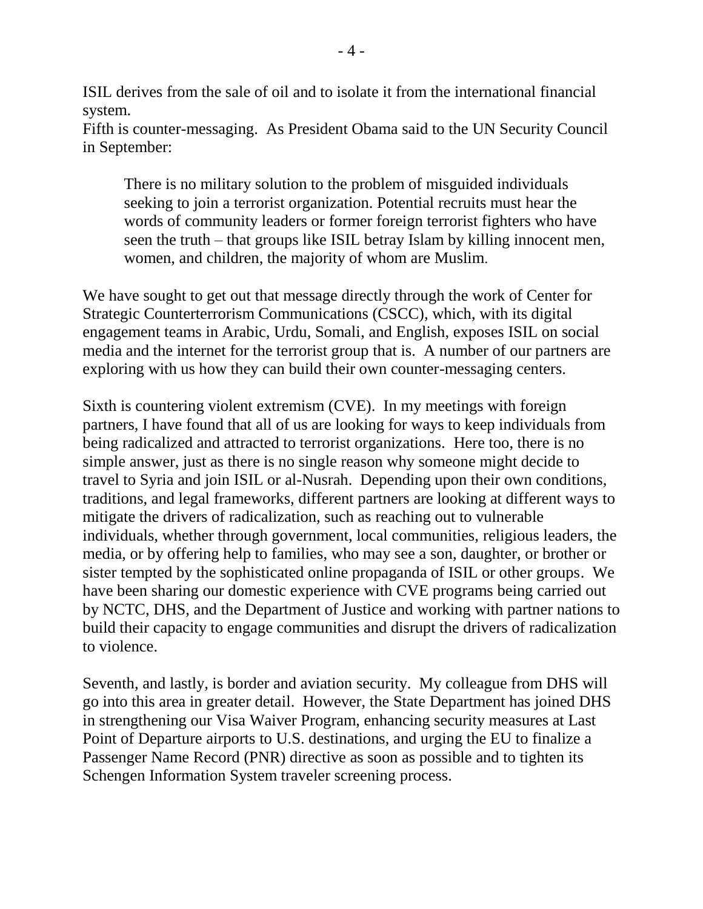ISIL derives from the sale of oil and to isolate it from the international financial system.

Fifth is counter-messaging. As President Obama said to the UN Security Council in September:

> There is no military solution to the problem of misguided individuals seeking to join a terrorist organization. Potential recruits must hear the words of community leaders or former foreign terrorist fighters who have seen the truth – that groups like ISIL betray Islam by killing innocent men, women, and children, the majority of whom are Muslim.

We have sought to get out that message directly through the work of Center for Strategic Counterterrorism Communications (CSCC), which, with its digital engagement teams in Arabic, Urdu, Somali, and English, exposes ISIL on social media and the internet for the terrorist group that is. A number of our partners are exploring with us how they can build their own counter-messaging centers.

Sixth is countering violent extremism (CVE). In my meetings with foreign partners, I have found that all of us are looking for ways to keep individuals from being radicalized and attracted to terrorist organizations. Here too, there is no simple answer, just as there is no single reason why someone might decide to travel to Syria and join ISIL or al-Nusrah. Depending upon their own conditions, traditions, and legal frameworks, different partners are looking at different ways to mitigate the drivers of radicalization, such as reaching out to vulnerable individuals, whether through government, local communities, religious leaders, the media, or by offering help to families, who may see a son, daughter, or brother or sister tempted by the sophisticated online propaganda of ISIL or other groups. We have been sharing our domestic experience with CVE programs being carried out by NCTC, DHS, and the Department of Justice and working with partner nations to build their capacity to engage communities and disrupt the drivers of radicalization to violence.

Seventh, and lastly, is border and aviation security. My colleague from DHS will go into this area in greater detail. However, the State Department has joined DHS in strengthening our Visa Waiver Program, enhancing security measures at Last Point of Departure airports to U.S. destinations, and urging the EU to finalize a Passenger Name Record (PNR) directive as soon as possible and to tighten its Schengen Information System traveler screening process.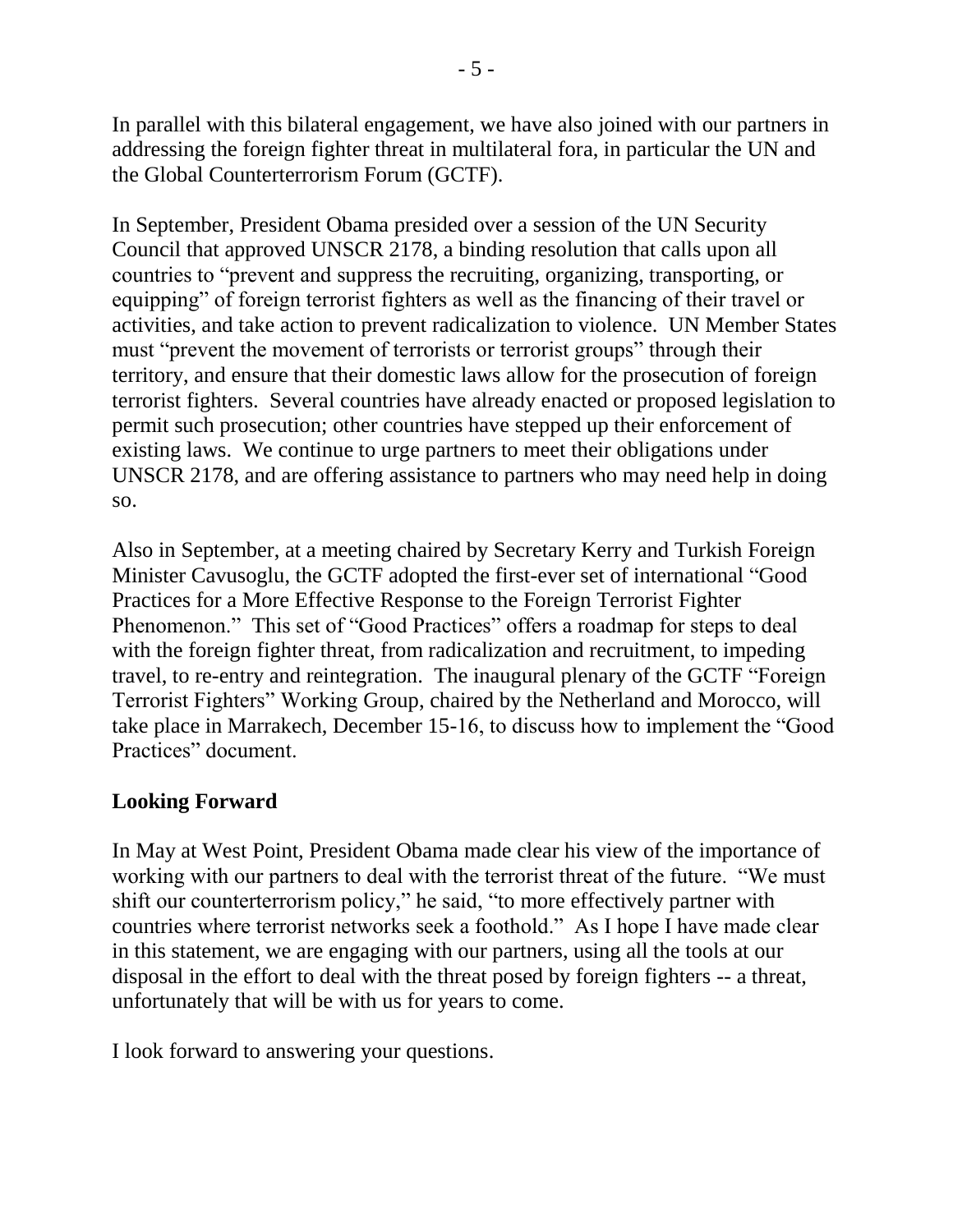In parallel with this bilateral engagement, we have also joined with our partners in addressing the foreign fighter threat in multilateral fora, in particular the UN and the Global Counterterrorism Forum (GCTF).

In September, President Obama presided over a session of the UN Security Council that approved UNSCR 2178, a binding resolution that calls upon all countries to "prevent and suppress the recruiting, organizing, transporting, or equipping" of foreign terrorist fighters as well as the financing of their travel or activities, and take action to prevent radicalization to violence. UN Member States must "prevent the movement of terrorists or terrorist groups" through their territory, and ensure that their domestic laws allow for the prosecution of foreign terrorist fighters. Several countries have already enacted or proposed legislation to permit such prosecution; other countries have stepped up their enforcement of existing laws. We continue to urge partners to meet their obligations under UNSCR 2178, and are offering assistance to partners who may need help in doing so.

Also in September, at a meeting chaired by Secretary Kerry and Turkish Foreign Minister Cavusoglu, the GCTF adopted the first-ever set of international "Good Practices for a More Effective Response to the Foreign Terrorist Fighter Phenomenon." This set of "Good Practices" offers a roadmap for steps to deal with the foreign fighter threat, from radicalization and recruitment, to impeding travel, to re-entry and reintegration. The inaugural plenary of the GCTF "Foreign Terrorist Fighters" Working Group, chaired by the Netherland and Morocco, will take place in Marrakech, December 15-16, to discuss how to implement the "Good Practices" document.

**Looking Forward**

In May at West Point, President Obama made clear his view of the importance of working with our partners to deal with the terrorist threat of the future. "We must shift our counterterrorism policy," he said, "to more effectively partner with countries where terrorist networks seek a foothold." As I hope I have made clear in this statement, we are engaging with our partners, using all the tools at our disposal in the effort to deal with the threat posed by foreign fighters -- a threat, unfortunately that will be with us for years to come.

I look forward to answering your questions.